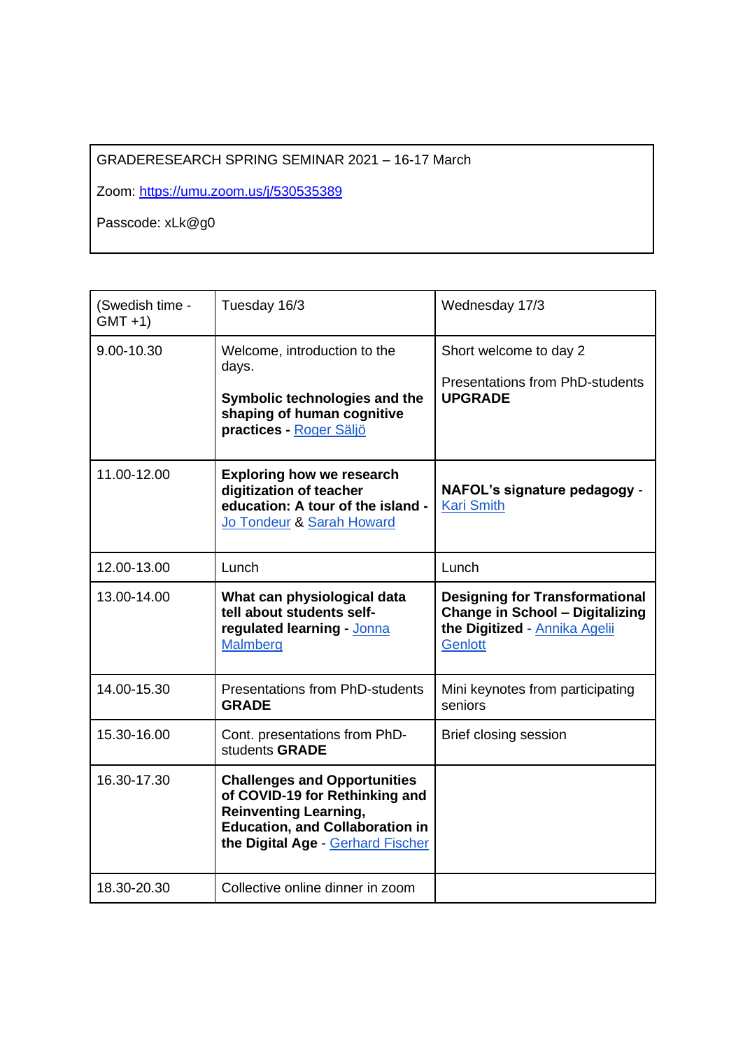GRADERESEARCH SPRING SEMINAR 2021 – 16-17 March

Zoom: [https://umu.zoom.us/j/530535389](https://umu.zoom.us/j/530535389)

Passcode: xLk@g0

| (Swedish time - GMT +1) | Tuesday 16/3 | Wednesday 17/3 |
|---|---|---|
| 9.00-10.30 | Welcome, introduction to the days.<br><br>**Symbolic technologies and the shaping of human cognitive practices -** Roger Säljö | Short welcome to day 2<br><br>Presentations from PhD-students **UPGRADE** |
| 11.00-12.00 | **Exploring how we research digitization of teacher education: A tour of the island -** Jo Tondeur & Sarah Howard | **NAFOL's signature pedagogy** - Kari Smith |
| 12.00-13.00 | Lunch | Lunch |
| 13.00-14.00 | **What can physiological data tell about students self-regulated learning -** Jonna Malmberg | **Designing for Transformational Change in School – Digitalizing the Digitized** - Annika Agelii Genlott |
| 14.00-15.30 | Presentations from PhD-students **GRADE** | Mini keynotes from participating seniors |
| 15.30-16.00 | Cont. presentations from PhD-students **GRADE** | Brief closing session |
| 16.30-17.30 | **Challenges and Opportunities of COVID-19 for Rethinking and Reinventing Learning, Education, and Collaboration in the Digital Age** - Gerhard Fischer | |
| 18.30-20.30 | Collective online dinner in zoom | |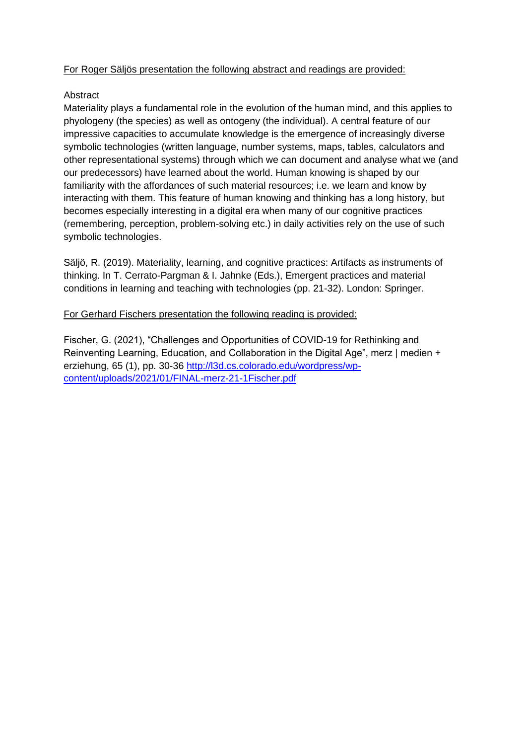<u>For Roger Säljös presentation the following abstract and readings are provided:</u>

Abstract

Materiality plays a fundamental role in the evolution of the human mind, and this applies to phyologeny (the species) as well as ontogeny (the individual). A central feature of our impressive capacities to accumulate knowledge is the emergence of increasingly diverse symbolic technologies (written language, number systems, maps, tables, calculators and other representational systems) through which we can document and analyse what we (and our predecessors) have learned about the world. Human knowing is shaped by our familiarity with the affordances of such material resources; i.e. we learn and know by interacting with them. This feature of human knowing and thinking has a long history, but becomes especially interesting in a digital era when many of our cognitive practices (remembering, perception, problem-solving etc.) in daily activities rely on the use of such symbolic technologies.

Säljö, R. (2019). Materiality, learning, and cognitive practices: Artifacts as instruments of thinking. In T. Cerrato-Pargman & I. Jahnke (Eds.), Emergent practices and material conditions in learning and teaching with technologies (pp. 21-32). London: Springer.

<u>For Gerhard Fischers presentation the following reading is provided:</u>

Fischer, G. (2021), "Challenges and Opportunities of COVID-19 for Rethinking and Reinventing Learning, Education, and Collaboration in the Digital Age", merz | medien + erziehung, 65 (1), pp. 30-36 [http://l3d.cs.colorado.edu/wordpress/wp-content/uploads/2021/01/FINAL-merz-21-1Fischer.pdf](http://l3d.cs.colorado.edu/wordpress/wp-content/uploads/2021/01/FINAL-merz-21-1Fischer.pdf)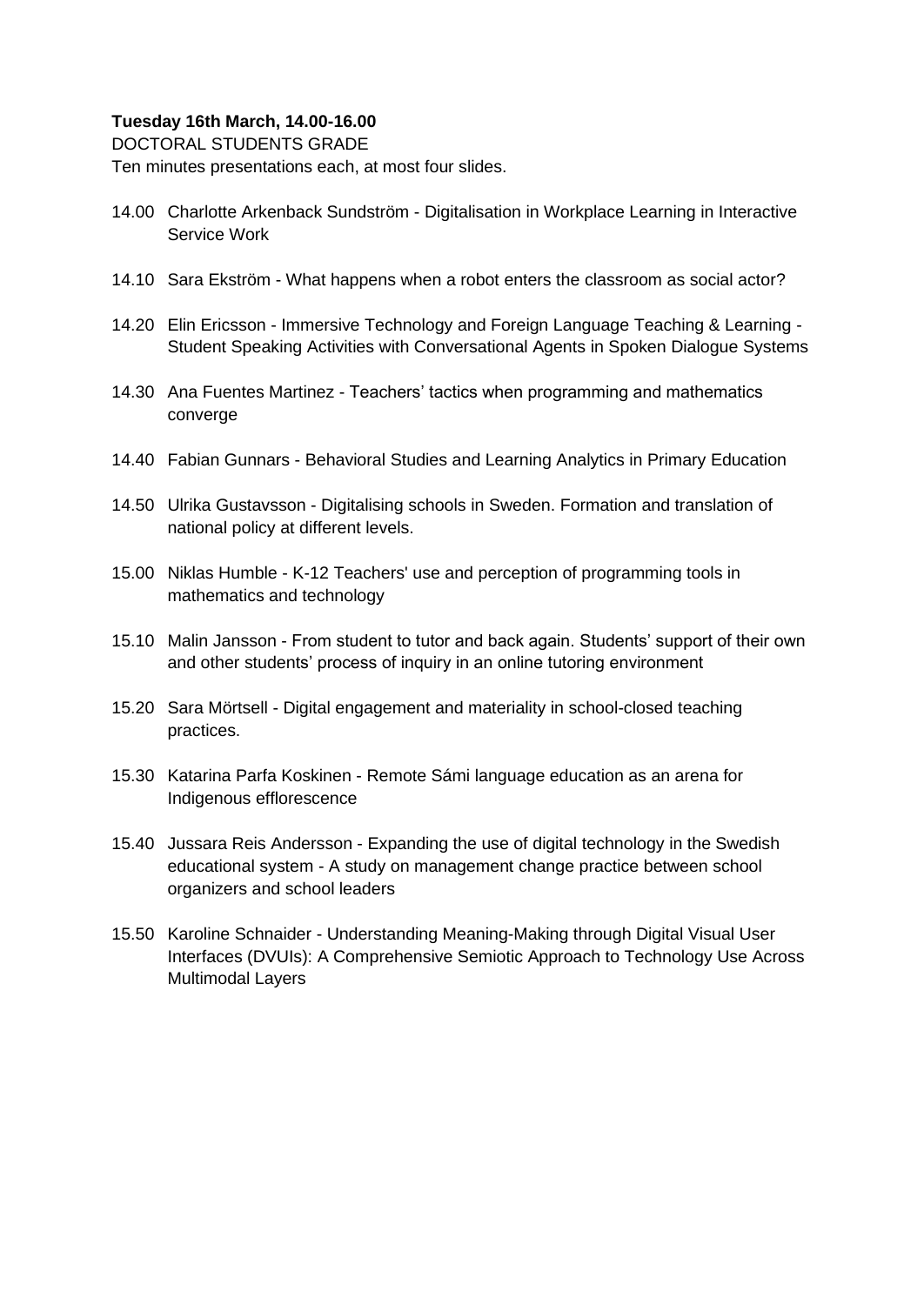**Tuesday 16th March, 14.00-16.00**

DOCTORAL STUDENTS GRADE

Ten minutes presentations each, at most four slides.

- 14.00 Charlotte Arkenback Sundström - Digitalisation in Workplace Learning in Interactive Service Work
- 14.10 Sara Ekström - What happens when a robot enters the classroom as social actor?
- 14.20 Elin Ericsson - Immersive Technology and Foreign Language Teaching & Learning - Student Speaking Activities with Conversational Agents in Spoken Dialogue Systems
- 14.30 Ana Fuentes Martinez - Teachers' tactics when programming and mathematics converge
- 14.40 Fabian Gunnars - Behavioral Studies and Learning Analytics in Primary Education
- 14.50 Ulrika Gustavsson - Digitalising schools in Sweden. Formation and translation of national policy at different levels.
- 15.00 Niklas Humble - K-12 Teachers' use and perception of programming tools in mathematics and technology
- 15.10 Malin Jansson - From student to tutor and back again. Students' support of their own and other students' process of inquiry in an online tutoring environment
- 15.20 Sara Mörtsell - Digital engagement and materiality in school-closed teaching practices.
- 15.30 Katarina Parfa Koskinen - Remote Sámi language education as an arena for Indigenous efflorescence
- 15.40 Jussara Reis Andersson - Expanding the use of digital technology in the Swedish educational system - A study on management change practice between school organizers and school leaders
- 15.50 Karoline Schnaider - Understanding Meaning-Making through Digital Visual User Interfaces (DVUIs): A Comprehensive Semiotic Approach to Technology Use Across Multimodal Layers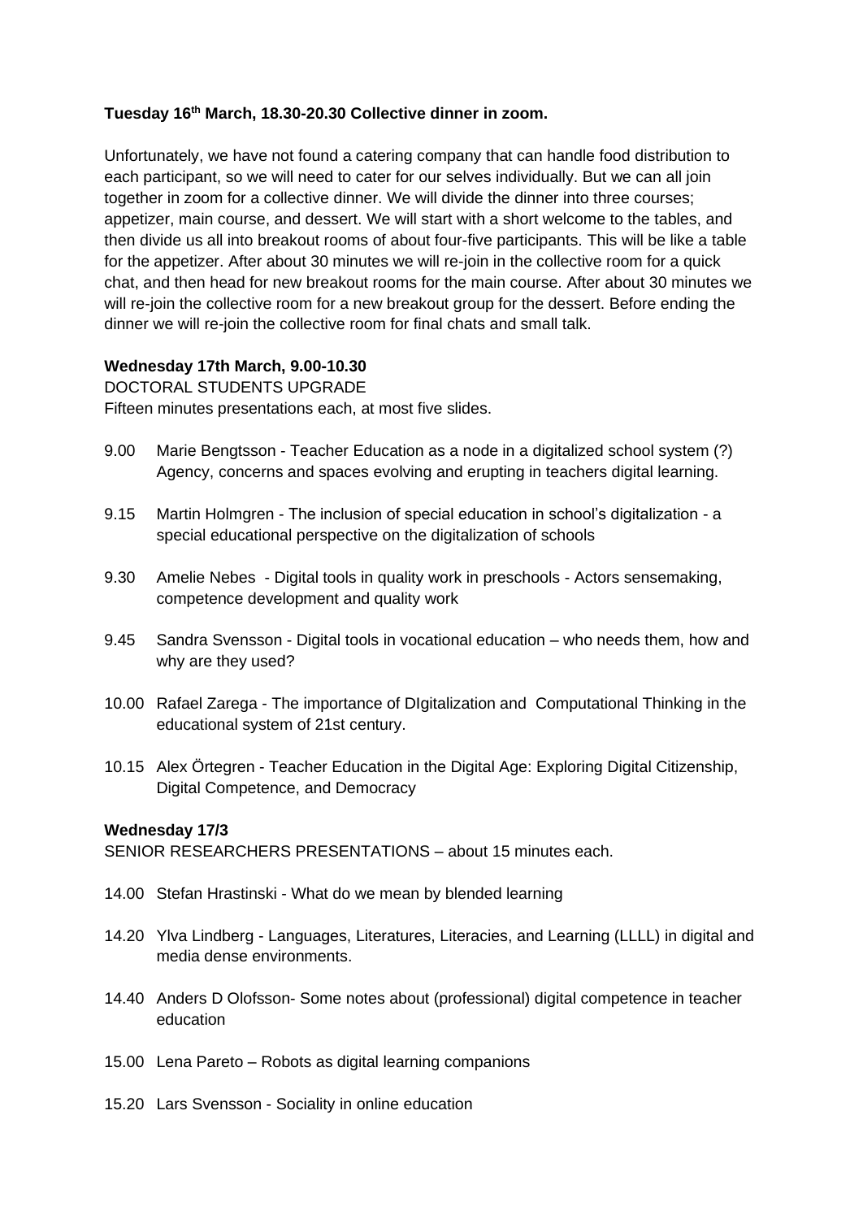**Tuesday 16th March, 18.30-20.30 Collective dinner in zoom.**

Unfortunately, we have not found a catering company that can handle food distribution to each participant, so we will need to cater for our selves individually. But we can all join together in zoom for a collective dinner. We will divide the dinner into three courses; appetizer, main course, and dessert. We will start with a short welcome to the tables, and then divide us all into breakout rooms of about four-five participants. This will be like a table for the appetizer. After about 30 minutes we will re-join in the collective room for a quick chat, and then head for new breakout rooms for the main course. After about 30 minutes we will re-join the collective room for a new breakout group for the dessert. Before ending the dinner we will re-join the collective room for final chats and small talk.

**Wednesday 17th March, 9.00-10.30**

DOCTORAL STUDENTS UPGRADE

Fifteen minutes presentations each, at most five slides.

9.00 Marie Bengtsson - Teacher Education as a node in a digitalized school system (?) Agency, concerns and spaces evolving and erupting in teachers digital learning.

9.15 Martin Holmgren - The inclusion of special education in school's digitalization - a special educational perspective on the digitalization of schools

9.30 Amelie Nebes - Digital tools in quality work in preschools - Actors sensemaking, competence development and quality work

9.45 Sandra Svensson - Digital tools in vocational education – who needs them, how and why are they used?

10.00 Rafael Zarega - The importance of DIgitalization and Computational Thinking in the educational system of 21st century.

10.15 Alex Örtegren - Teacher Education in the Digital Age: Exploring Digital Citizenship, Digital Competence, and Democracy

**Wednesday 17/3**

SENIOR RESEARCHERS PRESENTATIONS – about 15 minutes each.

14.00 Stefan Hrastinski - What do we mean by blended learning

14.20 Ylva Lindberg - Languages, Literatures, Literacies, and Learning (LLLL) in digital and media dense environments.

14.40 Anders D Olofsson- Some notes about (professional) digital competence in teacher education

15.00 Lena Pareto – Robots as digital learning companions

15.20 Lars Svensson - Sociality in online education